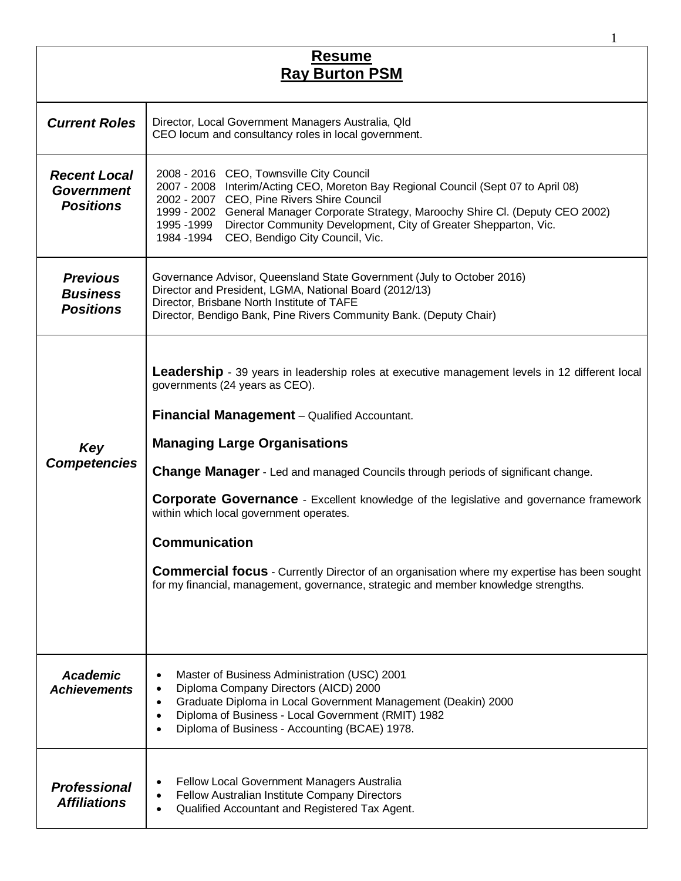# Resume
# Ray Burton PSM

| | |
|---|---|
| ***Current Roles*** | Director, Local Government Managers Australia, Qld<br>CEO locum and consultancy roles in local government. |
| ***Recent Local Government Positions*** | 2008 - 2016 CEO, Townsville City Council<br>2007 - 2008 Interim/Acting CEO, Moreton Bay Regional Council (Sept 07 to April 08)<br>2002 - 2007 CEO, Pine Rivers Shire Council<br>1999 - 2002 General Manager Corporate Strategy, Maroochy Shire Cl. (Deputy CEO 2002)<br>1995 -1999 Director Community Development, City of Greater Shepparton, Vic.<br>1984 -1994 CEO, Bendigo City Council, Vic. |
| ***Previous Business Positions*** | Governance Advisor, Queensland State Government (July to October 2016)<br>Director and President, LGMA, National Board (2012/13)<br>Director, Brisbane North Institute of TAFE<br>Director, Bendigo Bank, Pine Rivers Community Bank. (Deputy Chair) |
| ***Key Competencies*** | **Leadership** - 39 years in leadership roles at executive management levels in 12 different local governments (24 years as CEO).<br><br>**Financial Management** – Qualified Accountant.<br><br>**Managing Large Organisations**<br><br>**Change Manager** - Led and managed Councils through periods of significant change.<br><br>**Corporate Governance** - Excellent knowledge of the legislative and governance framework within which local government operates.<br><br>**Communication**<br><br>**Commercial focus** - Currently Director of an organisation where my expertise has been sought for my financial, management, governance, strategic and member knowledge strengths. |
| ***Academic Achievements*** | • Master of Business Administration (USC) 2001<br>• Diploma Company Directors (AICD) 2000<br>• Graduate Diploma in Local Government Management (Deakin) 2000<br>• Diploma of Business - Local Government (RMIT) 1982<br>• Diploma of Business - Accounting (BCAE) 1978. |
| ***Professional Affiliations*** | • Fellow Local Government Managers Australia<br>• Fellow Australian Institute Company Directors<br>• Qualified Accountant and Registered Tax Agent. |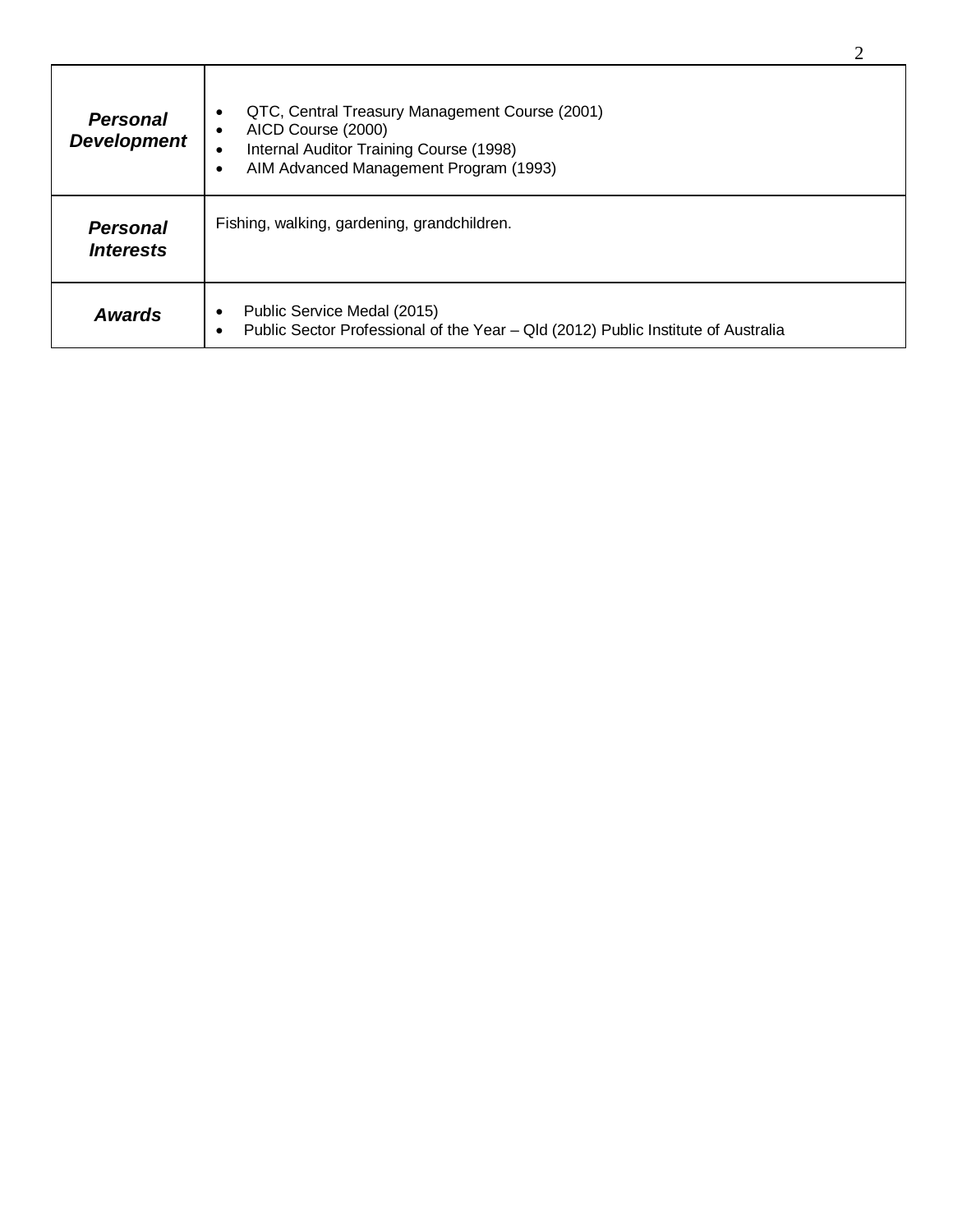| | |
|---|---|
| ***Personal Development*** | • QTC, Central Treasury Management Course (2001)<br>• AICD Course (2000)<br>• Internal Auditor Training Course (1998)<br>• AIM Advanced Management Program (1993) |
| ***Personal Interests*** | Fishing, walking, gardening, grandchildren. |
| ***Awards*** | • Public Service Medal (2015)<br>• Public Sector Professional of the Year – Qld (2012) Public Institute of Australia |